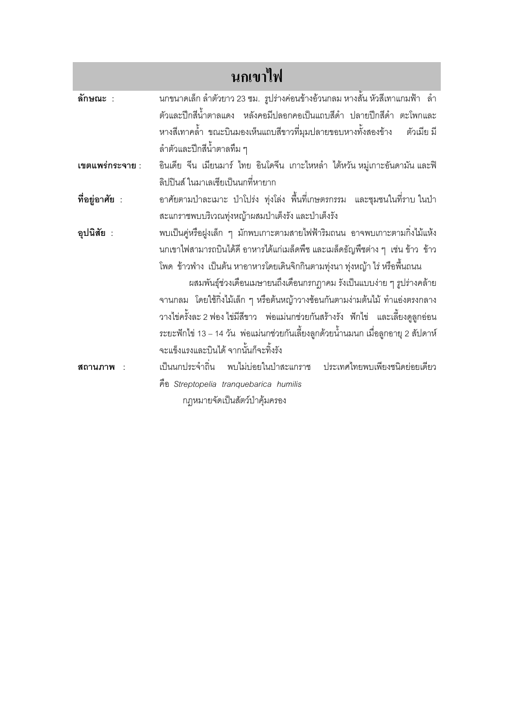# นกเขาไฟ

**ลักษณะ** : นกขนาดเล็ก ลำตัวยาว 23 ซม. รูปร่างค่อนข้างอ้วนกลม หางสั้น หัวสีเทาแกมฟ้า ลำตัวและปีกสีน้ำตาลแดง หลังคอมีปลอกคอเป็นแถบสีดำ ปลายปีกสีดำ ตะโพกและหางสีเทาคล้ำ ขณะบินมองเห็นแถบสีขาวที่มุมปลายขอบหางทั้งสองข้าง ตัวเมีย มีลำตัวและปีกสีน้ำตาลทึม ๆ

**เขตแพร่กระจาย** : อินเดีย จีน เมียนมาร์ ไทย อินโดจีน เกาะไหหลำ ไต้หวัน หมู่เกาะอันดามัน และฟิลิปปินส์ ในมาเลเซียเป็นนกที่หายาก

**ที่อยู่อาศัย** : อาศัยตามป่าละเมาะ ป่าโปร่ง ทุ่งโล่ง พื้นที่เกษตรกรรม และชุมชนในที่ราบ ในป่าสะแกราชพบบริเวณทุ่งหญ้าผสมป่าเต็งรัง และป่าเต็งรัง

**อุปนิสัย** : พบเป็นคู่หรือฝูงเล็ก ๆ มักพบเกาะตามสายไฟฟ้าริมถนน อาจพบเกาะตามกิ่งไม้แห้ง นกเขาไฟสามารถบินได้ดี อาหารได้แก่เมล็ดพืช และเมล็ดธัญพืชต่าง ๆ เช่น ข้าว ข้าวโพด ข้าวฟ่าง เป็นต้น หาอาหารโดยเดินจิกกินตามทุ่งนา ทุ่งหญ้า ไร่ หรือพื้นถนน

ผสมพันธุ์ช่วงเดือนเมษายนถึงเดือนกรกฎาคม รังเป็นแบบง่าย ๆ รูปร่างคล้ายจานกลม โดยใช้กิ่งไม้เล็ก ๆ หรือต้นหญ้าวางซ้อนกันตามง่ามต้นไม้ ทำแอ่งตรงกลาง วางไข่ครั้งละ 2 ฟอง ไข่มีสีขาว พ่อแม่นกช่วยกันสร้างรัง ฟักไข่ และเลี้ยงดูลูกอ่อน ระยะฟักไข่ 13 – 14 วัน พ่อแม่นกช่วยกันเลี้ยงลูกด้วยน้ำนมนก เมื่อลูกอายุ 2 สัปดาห์ จะแข็งแรงและบินได้ จากนั้นก็จะทิ้งรัง

**สถานภาพ** : เป็นนกประจำถิ่น พบไม่บ่อยในป่าสะแกราช ประเทศไทยพบเพียงชนิดย่อยเดียว คือ *Streptopelia tranquebarica humilis*

กฎหมายจัดเป็นสัตว์ป่าคุ้มครอง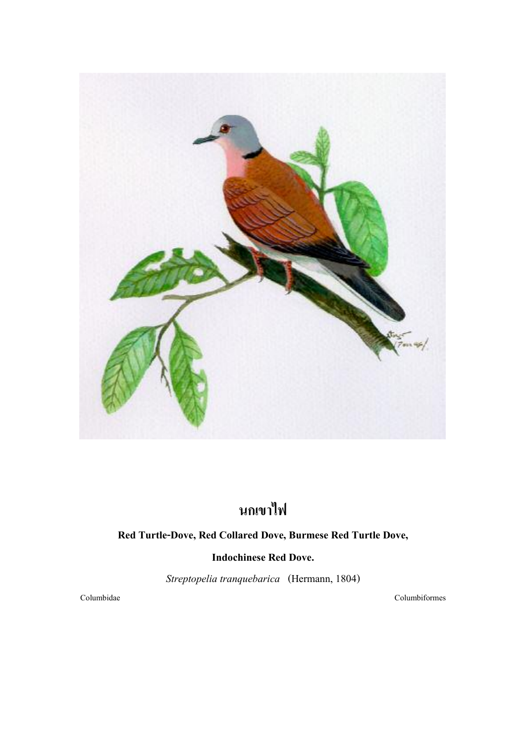# นกเขาไฟ

**Red Turtle-Dove, Red Collared Dove, Burmese Red Turtle Dove,**

**Indochinese Red Dove.**

*Streptopelia tranquebarica* (Hermann, 1804)

Columbidae Columbiformes